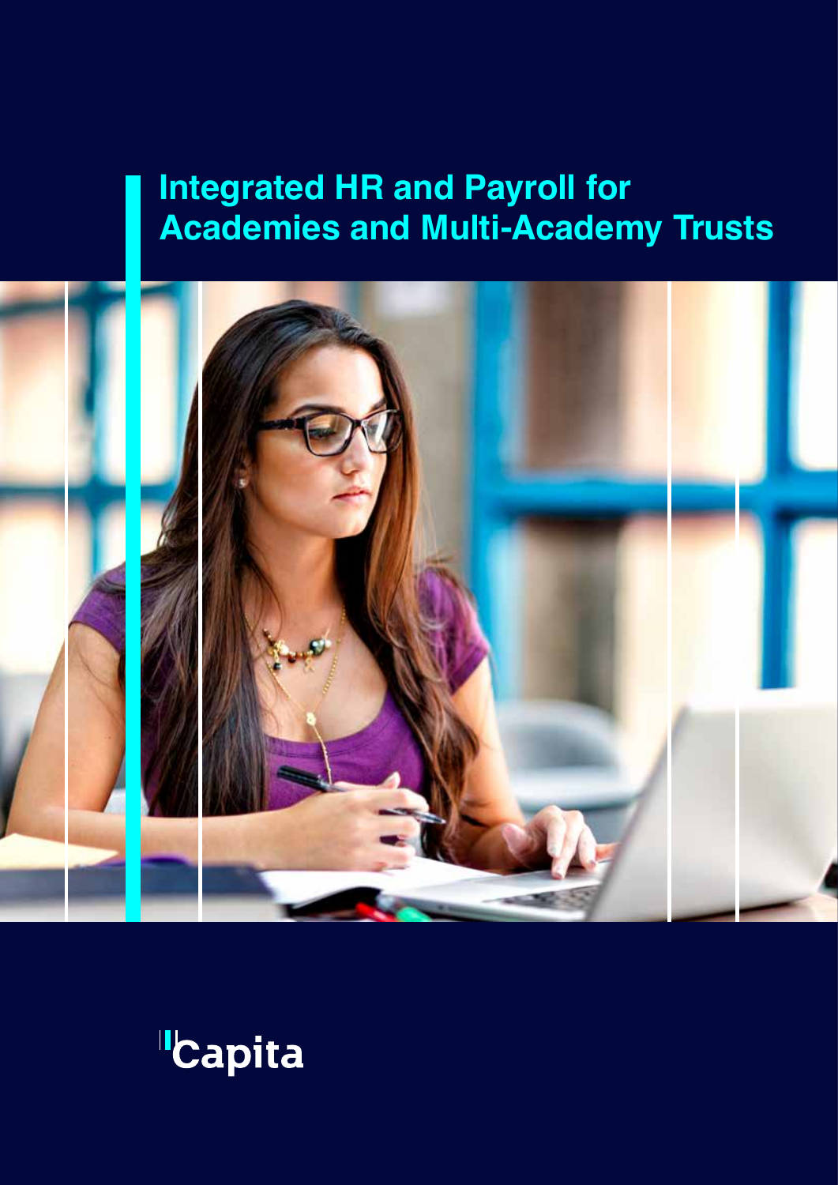# Integrated HR and Payroll for Academies and Multi-Academy Trusts

Capita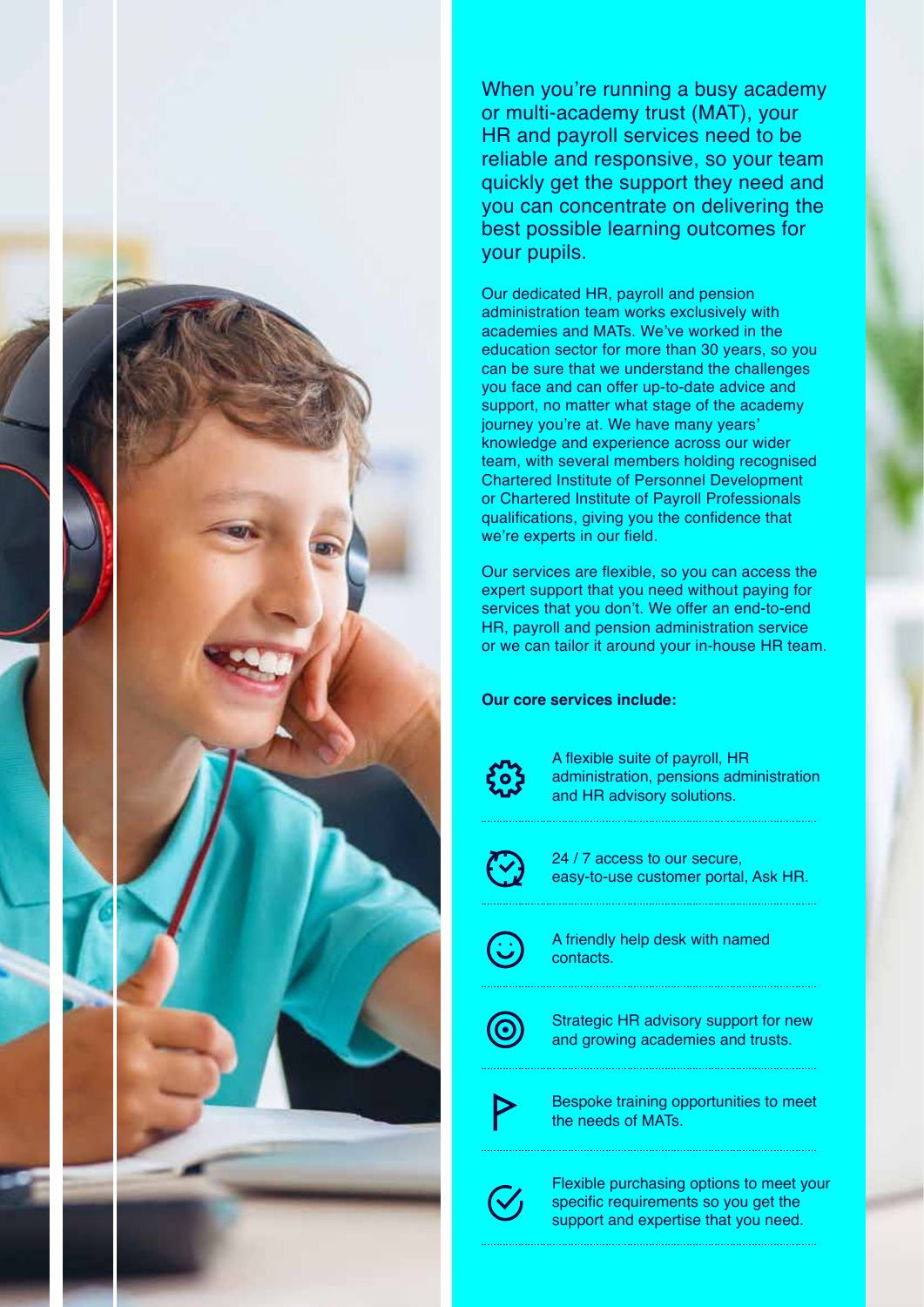When you're running a busy academy or multi-academy trust (MAT), your HR and payroll services need to be reliable and responsive, so your team quickly get the support they need and you can concentrate on delivering the best possible learning outcomes for your pupils.

Our dedicated HR, payroll and pension administration team works exclusively with academies and MATs. We've worked in the education sector for more than 30 years, so you can be sure that we understand the challenges you face and can offer up-to-date advice and support, no matter what stage of the academy journey you're at. We have many years' knowledge and experience across our wider team, with several members holding recognised Chartered Institute of Personnel Development or Chartered Institute of Payroll Professionals qualifications, giving you the confidence that we're experts in our field.

Our services are flexible, so you can access the expert support that you need without paying for services that you don't. We offer an end-to-end HR, payroll and pension administration service or we can tailor it around your in-house HR team.

**Our core services include:**

- A flexible suite of payroll, HR administration, pensions administration and HR advisory solutions.
- 24 / 7 access to our secure, easy-to-use customer portal, Ask HR.
- A friendly help desk with named contacts.
- Strategic HR advisory support for new and growing academies and trusts.
- Bespoke training opportunities to meet the needs of MATs.
- Flexible purchasing options to meet your specific requirements so you get the support and expertise that you need.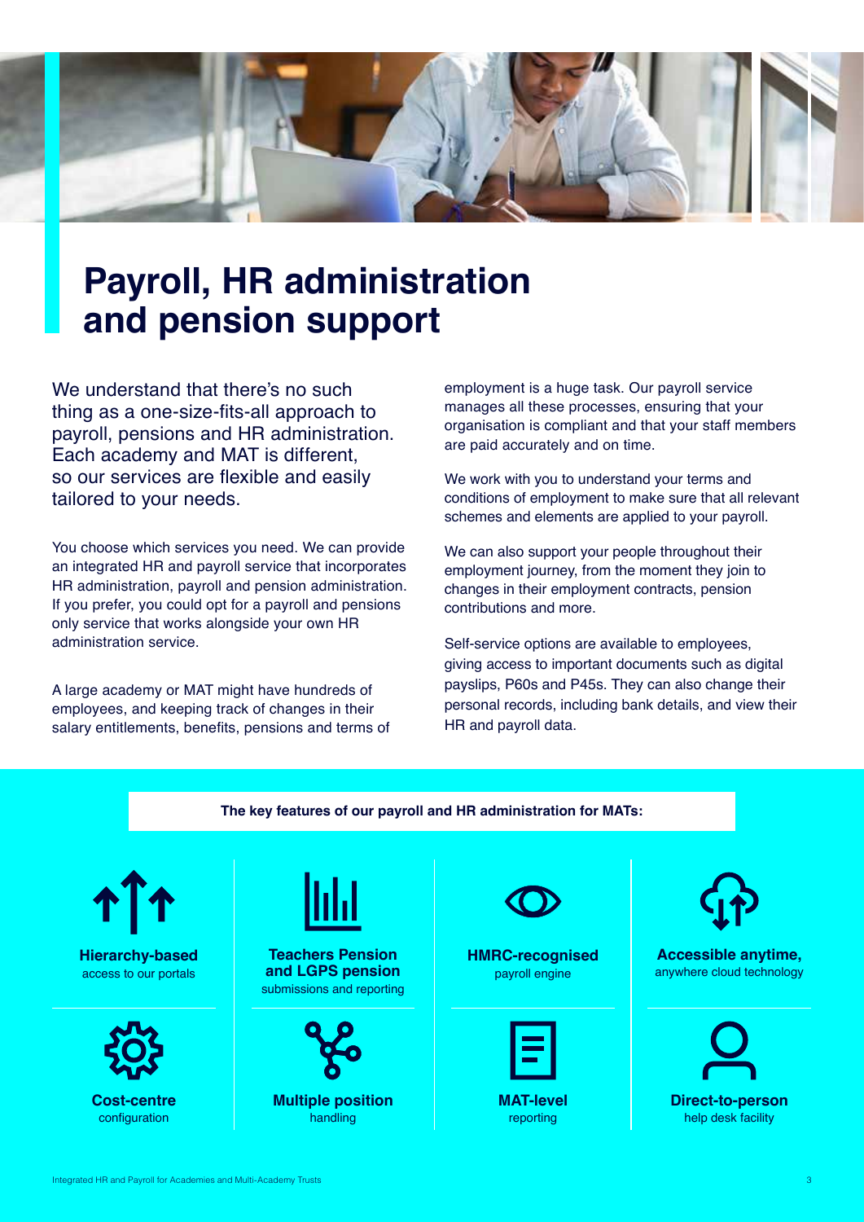# Payroll, HR administration and pension support

We understand that there's no such thing as a one-size-fits-all approach to payroll, pensions and HR administration. Each academy and MAT is different, so our services are flexible and easily tailored to your needs.

You choose which services you need. We can provide an integrated HR and payroll service that incorporates HR administration, payroll and pension administration. If you prefer, you could opt for a payroll and pensions only service that works alongside your own HR administration service.

A large academy or MAT might have hundreds of employees, and keeping track of changes in their salary entitlements, benefits, pensions and terms of employment is a huge task. Our payroll service manages all these processes, ensuring that your organisation is compliant and that your staff members are paid accurately and on time.

We work with you to understand your terms and conditions of employment to make sure that all relevant schemes and elements are applied to your payroll.

We can also support your people throughout their employment journey, from the moment they join to changes in their employment contracts, pension contributions and more.

Self-service options are available to employees, giving access to important documents such as digital payslips, P60s and P45s. They can also change their personal records, including bank details, and view their HR and payroll data.

**The key features of our payroll and HR administration for MATs:**

- **Hierarchy-based** access to our portals
- **Teachers Pension and LGPS pension** submissions and reporting
- **HMRC-recognised** payroll engine
- **Accessible anytime,** anywhere cloud technology
- **Cost-centre** configuration
- **Multiple position** handling
- **MAT-level** reporting
- **Direct-to-person** help desk facility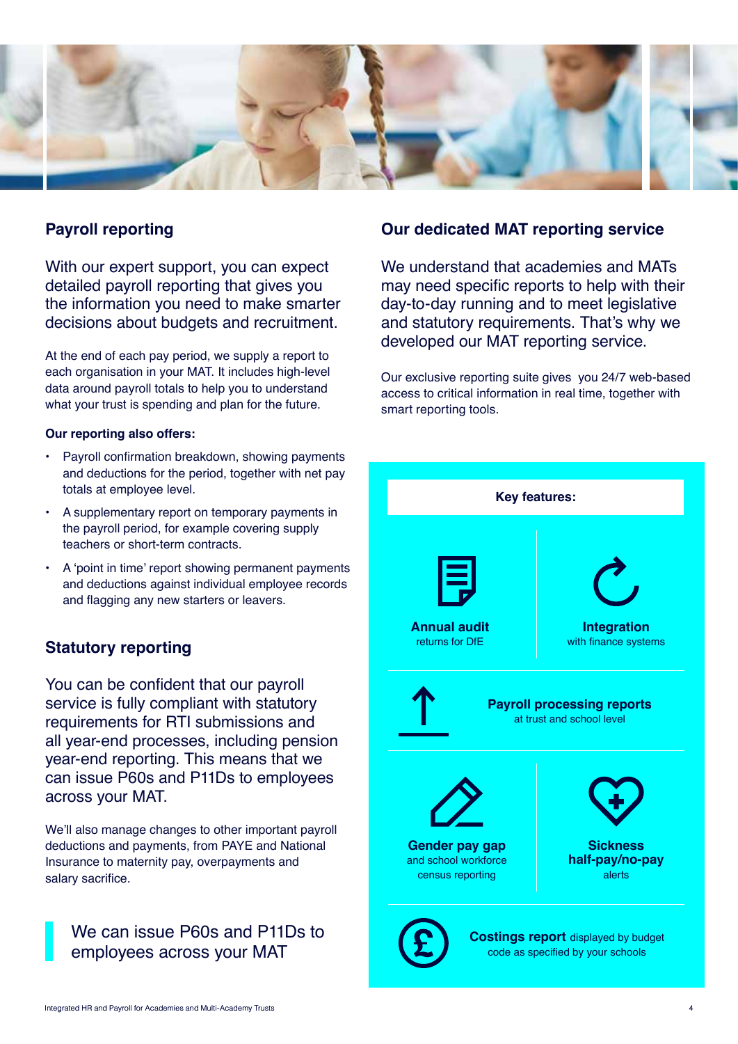## Payroll reporting

With our expert support, you can expect detailed payroll reporting that gives you the information you need to make smarter decisions about budgets and recruitment.

At the end of each pay period, we supply a report to each organisation in your MAT. It includes high-level data around payroll totals to help you to understand what your trust is spending and plan for the future.

**Our reporting also offers:**

- Payroll confirmation breakdown, showing payments and deductions for the period, together with net pay totals at employee level.
- A supplementary report on temporary payments in the payroll period, for example covering supply teachers or short-term contracts.
- A 'point in time' report showing permanent payments and deductions against individual employee records and flagging any new starters or leavers.

## Statutory reporting

You can be confident that our payroll service is fully compliant with statutory requirements for RTI submissions and all year-end processes, including pension year-end reporting. This means that we can issue P60s and P11Ds to employees across your MAT.

We'll also manage changes to other important payroll deductions and payments, from PAYE and National Insurance to maternity pay, overpayments and salary sacrifice.

> We can issue P60s and P11Ds to employees across your MAT

## Our dedicated MAT reporting service

We understand that academies and MATs may need specific reports to help with their day-to-day running and to meet legislative and statutory requirements. That's why we developed our MAT reporting service.

Our exclusive reporting suite gives you 24/7 web-based access to critical information in real time, together with smart reporting tools.

**Key features:**

- **Annual audit** returns for DfE
- **Integration** with finance systems
- **Payroll processing reports** at trust and school level
- **Gender pay gap** and school workforce census reporting
- **Sickness half-pay/no-pay** alerts
- **Costings report** displayed by budget code as specified by your schools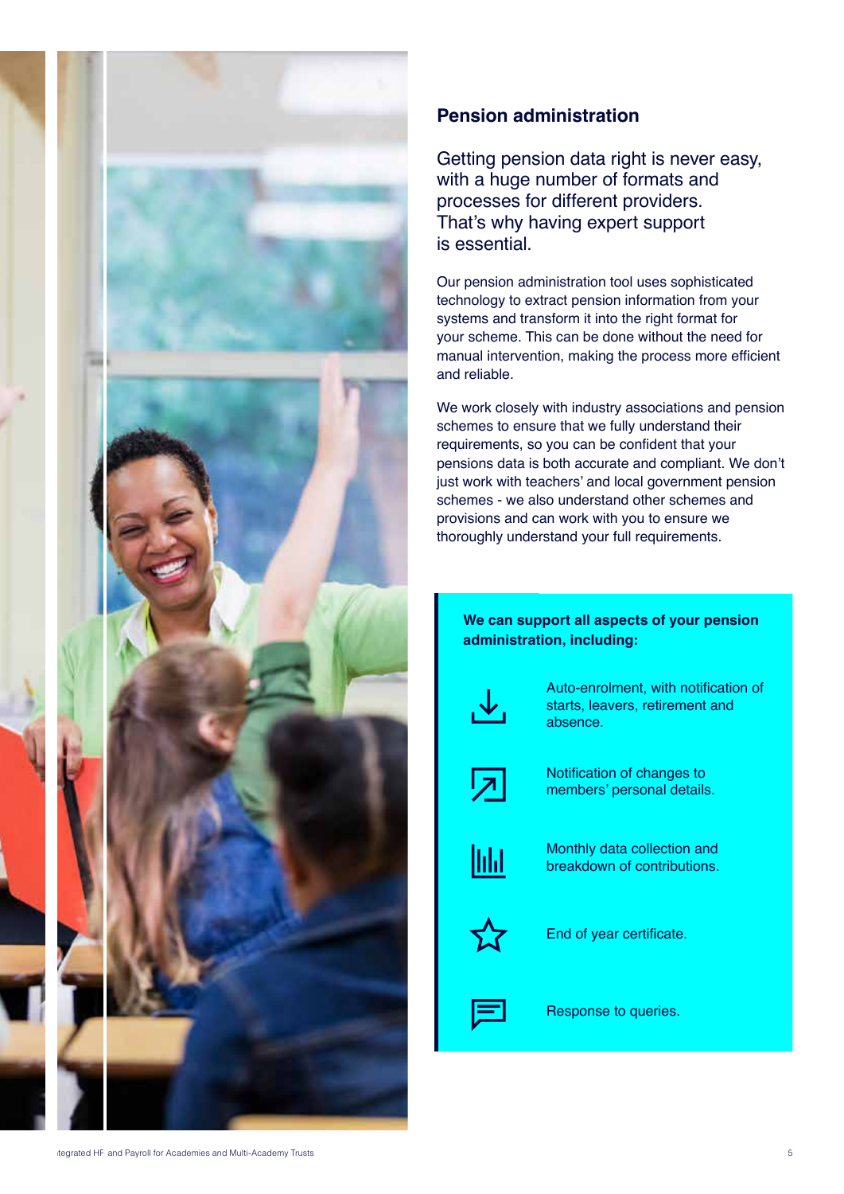## Pension administration

Getting pension data right is never easy, with a huge number of formats and processes for different providers. That's why having expert support is essential.

Our pension administration tool uses sophisticated technology to extract pension information from your systems and transform it into the right format for your scheme. This can be done without the need for manual intervention, making the process more efficient and reliable.

We work closely with industry associations and pension schemes to ensure that we fully understand their requirements, so you can be confident that your pensions data is both accurate and compliant. We don't just work with teachers' and local government pension schemes - we also understand other schemes and provisions and can work with you to ensure we thoroughly understand your full requirements.

**We can support all aspects of your pension administration, including:**

- Auto-enrolment, with notification of starts, leavers, retirement and absence.
- Notification of changes to members' personal details.
- Monthly data collection and breakdown of contributions.
- End of year certificate.
- Response to queries.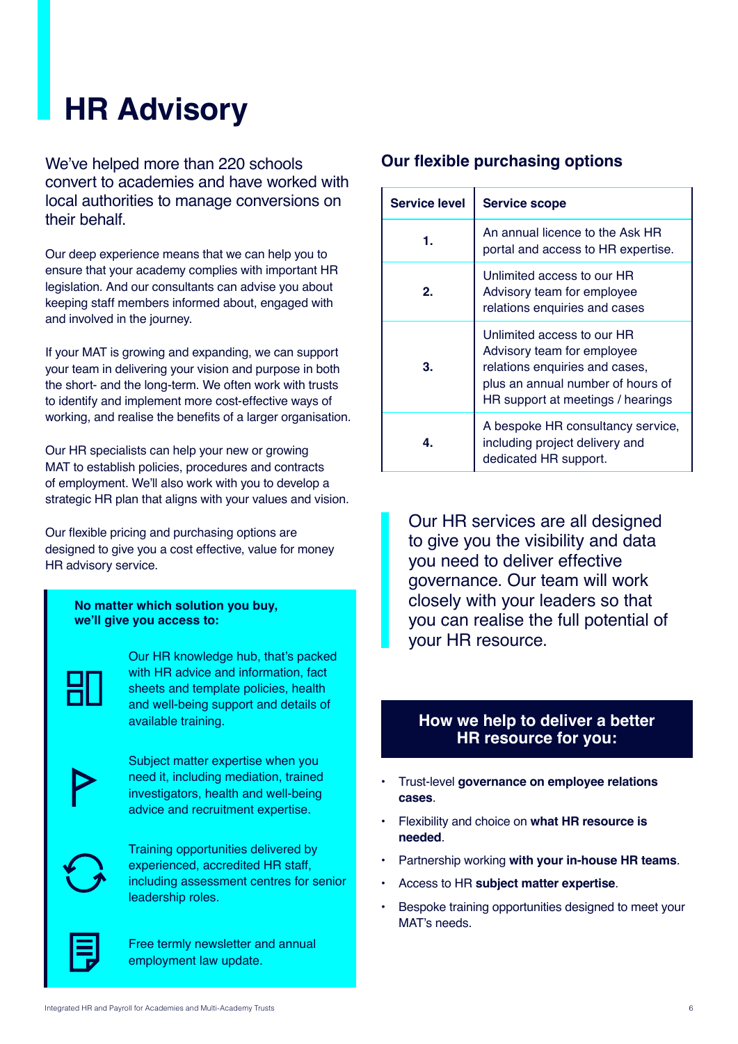# HR Advisory

We've helped more than 220 schools convert to academies and have worked with local authorities to manage conversions on their behalf.

Our deep experience means that we can help you to ensure that your academy complies with important HR legislation. And our consultants can advise you about keeping staff members informed about, engaged with and involved in the journey.

If your MAT is growing and expanding, we can support your team in delivering your vision and purpose in both the short- and the long-term. We often work with trusts to identify and implement more cost-effective ways of working, and realise the benefits of a larger organisation.

Our HR specialists can help your new or growing MAT to establish policies, procedures and contracts of employment. We'll also work with you to develop a strategic HR plan that aligns with your values and vision.

Our flexible pricing and purchasing options are designed to give you a cost effective, value for money HR advisory service.

**No matter which solution you buy, we'll give you access to:**

Our HR knowledge hub, that's packed with HR advice and information, fact sheets and template policies, health and well-being support and details of available training.

Subject matter expertise when you need it, including mediation, trained investigators, health and well-being advice and recruitment expertise.

Training opportunities delivered by experienced, accredited HR staff, including assessment centres for senior leadership roles.

Free termly newsletter and annual employment law update.

## Our flexible purchasing options

| Service level | Service scope |
|---|---|
| **1.** | An annual licence to the Ask HR portal and access to HR expertise. |
| **2.** | Unlimited access to our HR Advisory team for employee relations enquiries and cases |
| **3.** | Unlimited access to our HR Advisory team for employee relations enquiries and cases, plus an annual number of hours of HR support at meetings / hearings |
| **4.** | A bespoke HR consultancy service, including project delivery and dedicated HR support. |

Our HR services are all designed to give you the visibility and data you need to deliver effective governance. Our team will work closely with your leaders so that you can realise the full potential of your HR resource.

## How we help to deliver a better HR resource for you:

- Trust-level **governance on employee relations cases**.
- Flexibility and choice on **what HR resource is needed**.
- Partnership working **with your in-house HR teams**.
- Access to HR **subject matter expertise**.
- Bespoke training opportunities designed to meet your MAT's needs.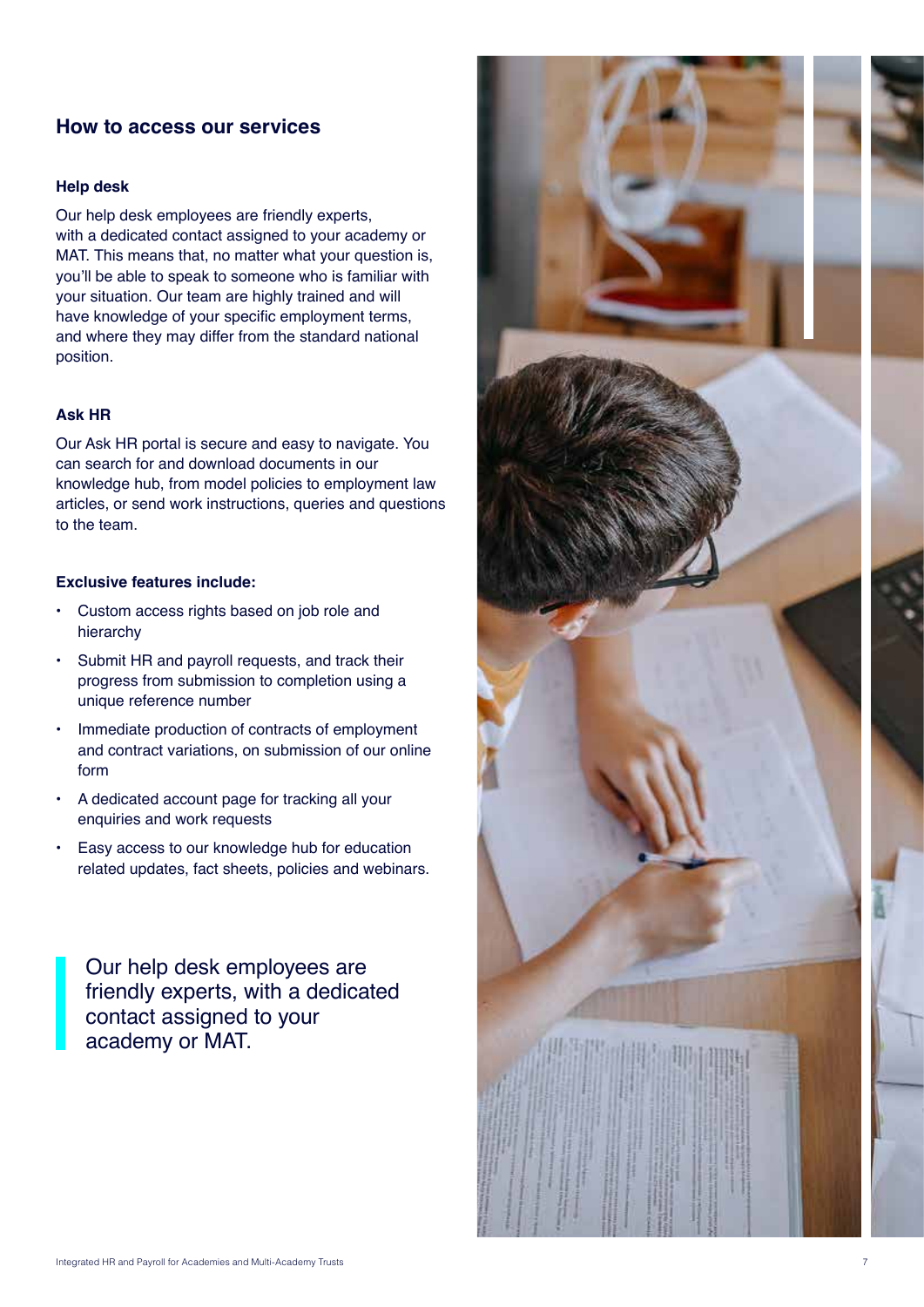## How to access our services

### Help desk

Our help desk employees are friendly experts, with a dedicated contact assigned to your academy or MAT. This means that, no matter what your question is, you'll be able to speak to someone who is familiar with your situation. Our team are highly trained and will have knowledge of your specific employment terms, and where they may differ from the standard national position.

### Ask HR

Our Ask HR portal is secure and easy to navigate. You can search for and download documents in our knowledge hub, from model policies to employment law articles, or send work instructions, queries and questions to the team.

**Exclusive features include:**

- Custom access rights based on job role and hierarchy
- Submit HR and payroll requests, and track their progress from submission to completion using a unique reference number
- Immediate production of contracts of employment and contract variations, on submission of our online form
- A dedicated account page for tracking all your enquiries and work requests
- Easy access to our knowledge hub for education related updates, fact sheets, policies and webinars.

> Our help desk employees are friendly experts, with a dedicated contact assigned to your academy or MAT.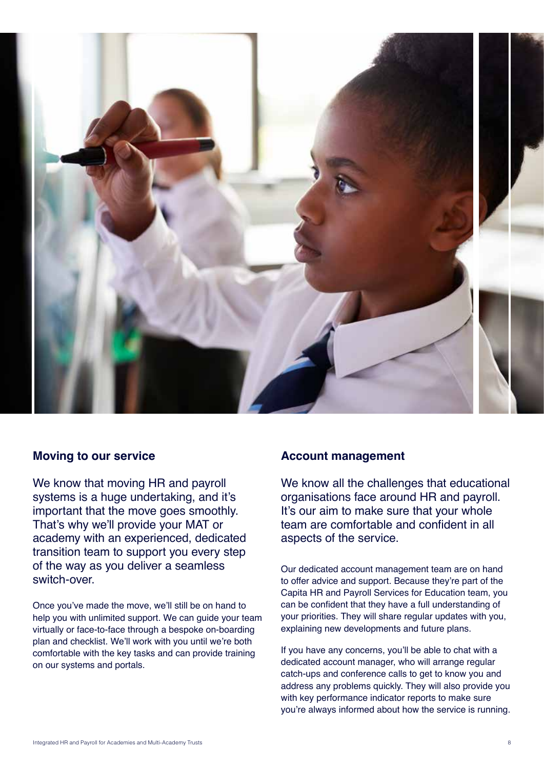## Moving to our service

We know that moving HR and payroll systems is a huge undertaking, and it's important that the move goes smoothly. That's why we'll provide your MAT or academy with an experienced, dedicated transition team to support you every step of the way as you deliver a seamless switch-over.

Once you've made the move, we'll still be on hand to help you with unlimited support. We can guide your team virtually or face-to-face through a bespoke on-boarding plan and checklist. We'll work with you until we're both comfortable with the key tasks and can provide training on our systems and portals.

## Account management

We know all the challenges that educational organisations face around HR and payroll. It's our aim to make sure that your whole team are comfortable and confident in all aspects of the service.

Our dedicated account management team are on hand to offer advice and support. Because they're part of the Capita HR and Payroll Services for Education team, you can be confident that they have a full understanding of your priorities. They will share regular updates with you, explaining new developments and future plans.

If you have any concerns, you'll be able to chat with a dedicated account manager, who will arrange regular catch-ups and conference calls to get to know you and address any problems quickly. They will also provide you with key performance indicator reports to make sure you're always informed about how the service is running.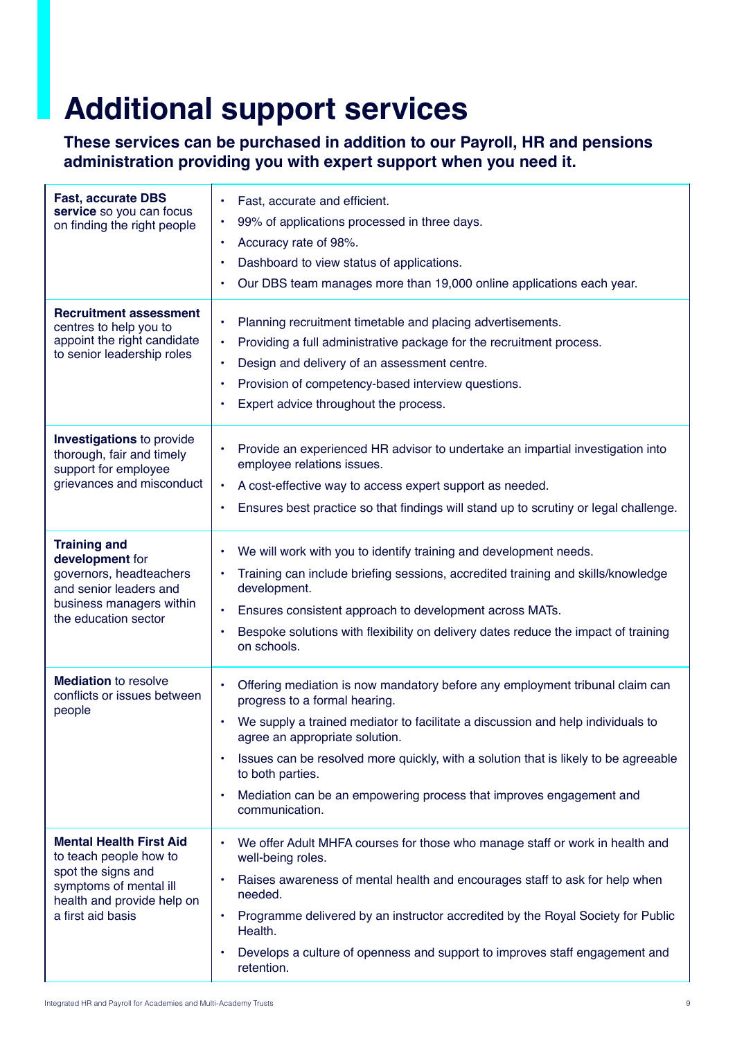# Additional support services

**These services can be purchased in addition to our Payroll, HR and pensions administration providing you with expert support when you need it.**

| Service | Details |
|---|---|
| **Fast, accurate DBS service** so you can focus on finding the right people | • Fast, accurate and efficient.<br>• 99% of applications processed in three days.<br>• Accuracy rate of 98%.<br>• Dashboard to view status of applications.<br>• Our DBS team manages more than 19,000 online applications each year. |
| **Recruitment assessment** centres to help you to appoint the right candidate to senior leadership roles | • Planning recruitment timetable and placing advertisements.<br>• Providing a full administrative package for the recruitment process.<br>• Design and delivery of an assessment centre.<br>• Provision of competency-based interview questions.<br>• Expert advice throughout the process. |
| **Investigations** to provide thorough, fair and timely support for employee grievances and misconduct | • Provide an experienced HR advisor to undertake an impartial investigation into employee relations issues.<br>• A cost-effective way to access expert support as needed.<br>• Ensures best practice so that findings will stand up to scrutiny or legal challenge. |
| **Training and development** for governors, headteachers and senior leaders and business managers within the education sector | • We will work with you to identify training and development needs.<br>• Training can include briefing sessions, accredited training and skills/knowledge development.<br>• Ensures consistent approach to development across MATs.<br>• Bespoke solutions with flexibility on delivery dates reduce the impact of training on schools. |
| **Mediation** to resolve conflicts or issues between people | • Offering mediation is now mandatory before any employment tribunal claim can progress to a formal hearing.<br>• We supply a trained mediator to facilitate a discussion and help individuals to agree an appropriate solution.<br>• Issues can be resolved more quickly, with a solution that is likely to be agreeable to both parties.<br>• Mediation can be an empowering process that improves engagement and communication. |
| **Mental Health First Aid** to teach people how to spot the signs and symptoms of mental ill health and provide help on a first aid basis | • We offer Adult MHFA courses for those who manage staff or work in health and well-being roles.<br>• Raises awareness of mental health and encourages staff to ask for help when needed.<br>• Programme delivered by an instructor accredited by the Royal Society for Public Health.<br>• Develops a culture of openness and support to improves staff engagement and retention. |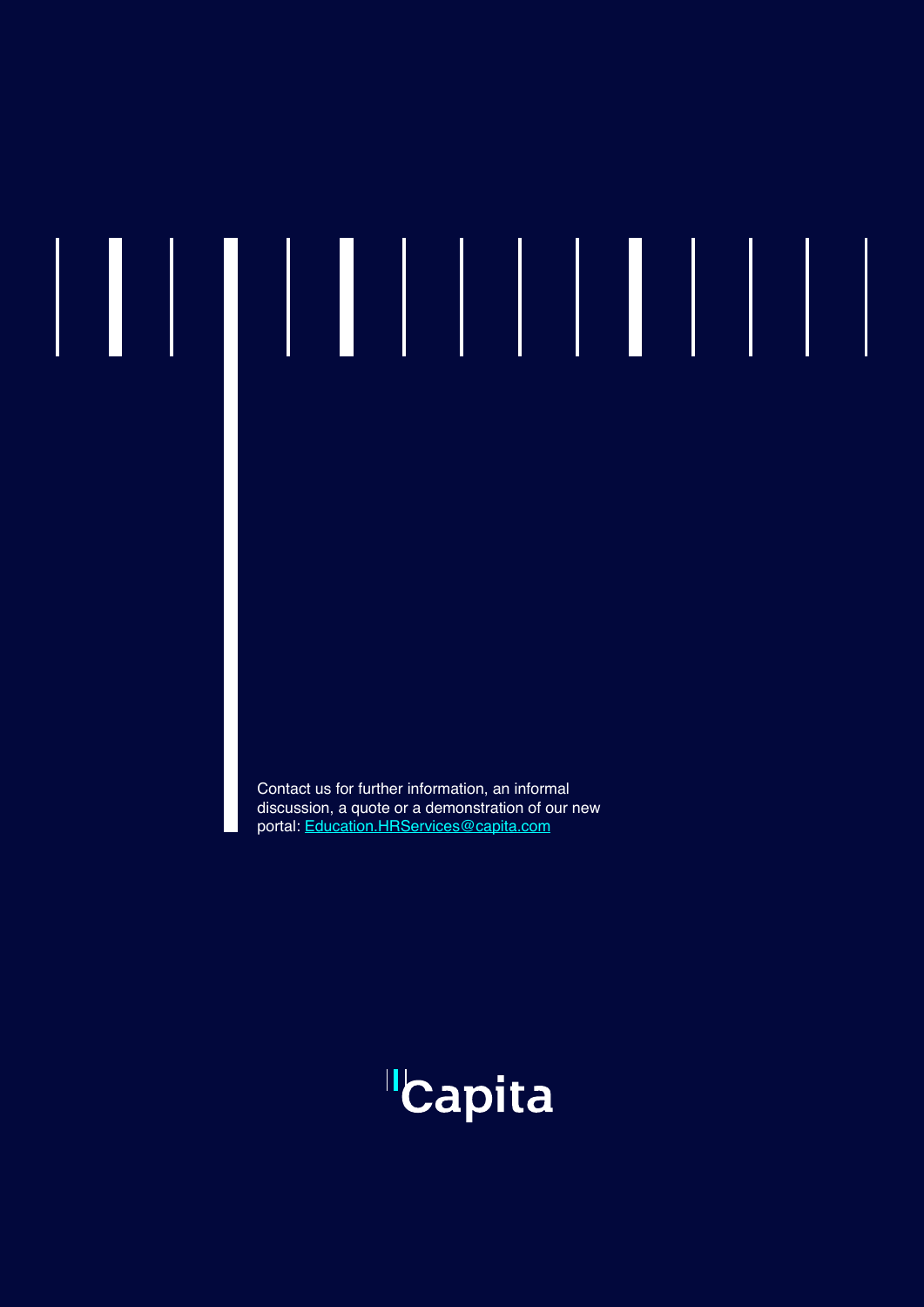Contact us for further information, an informal discussion, a quote or a demonstration of our new portal: [Education.HRServices@capita.com](mailto:Education.HRServices@capita.com)

Capita